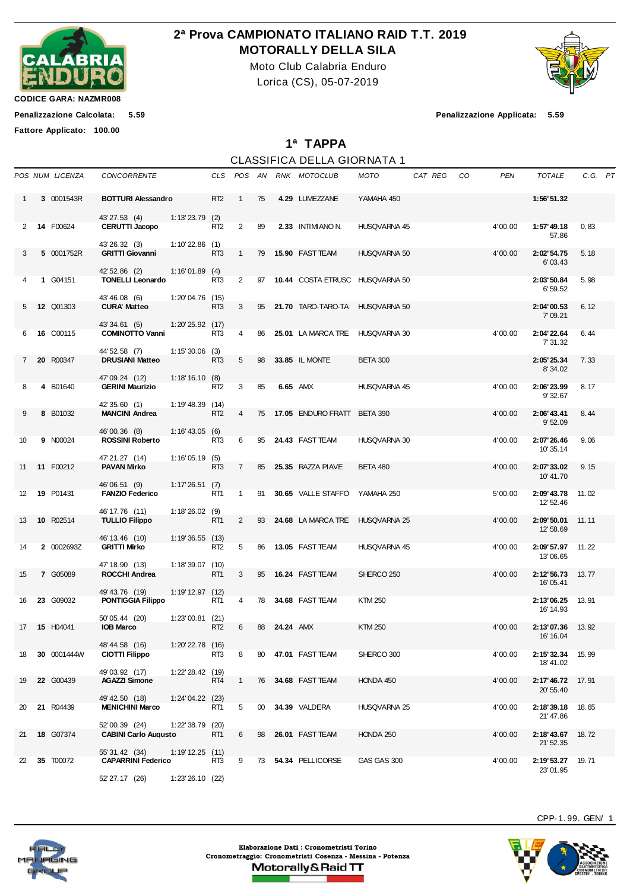# 2ª Prova CAMPIONATO ITALIANO RAID T.T. 2019

## MOTORALLY DELLA SILA

Moto Club Calabria Enduro

Lorica (CS), 05-07-2019

**CODICE GARA: NAZMR008**

**Penalizzazione Calcolata: 5.59** **Penalizzazione Applicata: 5.59**

**Fattore Applicato: 100.00**

## 1ª TAPPA

### CLASSIFICA DELLA GIORNATA 1

| POS | NUM | LICENZA | CONCORRENTE | CLS | POS | AN | RNK | MOTOCLUB | MOTO | CAT | REG | CO | PEN | TOTALE | C.G. | PT |
|---|---|---|---|---|---|---|---|---|---|---|---|---|---|---|---|---|
| 1 | **3** | 0001543R | **BOTTURI Alessandro** | RT2 | 1 | 75 | **4.29** | LUMEZZANE | YAMAHA 450 | | | | | **1:56'51.32** | | |
| | | | 43'27.53 (4) 1:13'23.79 (2) | | | | | | | | | | | | | |
| 2 | **14** | F00624 | **CERUTTI Jacopo** | RT2 | 2 | 89 | **2.33** | INTIMIANO N. | HUSQVARNA 45 | | | | 4'00.00 | **1:57'49.18** 57.86 | 0.83 | |
| | | | 43'26.32 (3) 1:10'22.86 (1) | | | | | | | | | | | | | |
| 3 | **5** | 0001752R | **GRITTI Giovanni** | RT3 | 1 | 79 | **15.90** | FAST TEAM | HUSQVARNA 50 | | | | 4'00.00 | **2:02'54.75** 6'03.43 | 5.18 | |
| | | | 42'52.86 (2) 1:16'01.89 (4) | | | | | | | | | | | | | |
| 4 | **1** | G04151 | **TONELLI Leonardo** | RT3 | 2 | 97 | **10.44** | COSTA ETRUSC | HUSQVARNA 50 | | | | | **2:03'50.84** 6'59.52 | 5.98 | |
| | | | 43'46.08 (6) 1:20'04.76 (15) | | | | | | | | | | | | | |
| 5 | **12** | Q01303 | **CURA' Matteo** | RT3 | 3 | 95 | **21.70** | TARO-TARO-TA | HUSQVARNA 50 | | | | | **2:04'00.53** 7'09.21 | 6.12 | |
| | | | 43'34.61 (5) 1:20'25.92 (17) | | | | | | | | | | | | | |
| 6 | **16** | C00115 | **COMINOTTO Vanni** | RT3 | 4 | 86 | **25.01** | LA MARCA TRE | HUSQVARNA 30 | | | | 4'00.00 | **2:04'22.64** 7'31.32 | 6.44 | |
| | | | 44'52.58 (7) 1:15'30.06 (3) | | | | | | | | | | | | | |
| 7 | **20** | R00347 | **DRUSIANI Matteo** | RT3 | 5 | 98 | **33.85** | IL MONTE | BETA 300 | | | | | **2:05'25.34** 8'34.02 | 7.33 | |
| | | | 47'09.24 (12) 1:18'16.10 (8) | | | | | | | | | | | | | |
| 8 | **4** | B01640 | **GERINI Maurizio** | RT2 | 3 | 85 | **6.65** | AMX | HUSQVARNA 45 | | | | 4'00.00 | **2:06'23.99** 9'32.67 | 8.17 | |
| | | | 42'35.60 (1) 1:19'48.39 (14) | | | | | | | | | | | | | |
| 9 | **8** | B01032 | **MANCINI Andrea** | RT2 | 4 | 75 | **17.05** | ENDURO FRATT | BETA 390 | | | | 4'00.00 | **2:06'43.41** 9'52.09 | 8.44 | |
| | | | 46'00.36 (8) 1:16'43.05 (6) | | | | | | | | | | | | | |
| 10 | **9** | N00024 | **ROSSINI Roberto** | RT3 | 6 | 95 | **24.43** | FAST TEAM | HUSQVARNA 30 | | | | 4'00.00 | **2:07'26.46** 10'35.14 | 9.06 | |
| | | | 47'21.27 (14) 1:16'05.19 (5) | | | | | | | | | | | | | |
| 11 | **11** | F00212 | **PAVAN Mirko** | RT3 | 7 | 85 | **25.35** | RAZZA PIAVE | BETA 480 | | | | 4'00.00 | **2:07'33.02** 10'41.70 | 9.15 | |
| | | | 46'06.51 (9) 1:17'26.51 (7) | | | | | | | | | | | | | |
| 12 | **19** | P01431 | **FANZIO Federico** | RT1 | 1 | 91 | **30.65** | VALLE STAFFO | YAMAHA 250 | | | | 5'00.00 | **2:09'43.78** 12'52.46 | 11.02 | |
| | | | 46'17.76 (11) 1:18'26.02 (9) | | | | | | | | | | | | | |
| 13 | **10** | R02514 | **TULLIO Filippo** | RT1 | 2 | 93 | **24.68** | LA MARCA TRE | HUSQVARNA 25 | | | | 4'00.00 | **2:09'50.01** 12'58.69 | 11.11 | |
| | | | 46'13.46 (10) 1:19'36.55 (13) | | | | | | | | | | | | | |
| 14 | **2** | 0002693Z | **GRITTI Mirko** | RT2 | 5 | 86 | **13.05** | FAST TEAM | HUSQVARNA 45 | | | | 4'00.00 | **2:09'57.97** 13'06.65 | 11.22 | |
| | | | 47'18.90 (13) 1:18'39.07 (10) | | | | | | | | | | | | | |
| 15 | **7** | G05089 | **ROCCHI Andrea** | RT1 | 3 | 95 | **16.24** | FAST TEAM | SHERCO 250 | | | | 4'00.00 | **2:12'56.73** 16'05.41 | 13.77 | |
| | | | 49'43.76 (19) 1:19'12.97 (12) | | | | | | | | | | | | | |
| 16 | **23** | G09032 | **PONTIGGIA Filippo** | RT1 | 4 | 78 | **34.68** | FAST TEAM | KTM 250 | | | | | **2:13'06.25** 16'14.93 | 13.91 | |
| | | | 50'05.44 (20) 1:23'00.81 (21) | | | | | | | | | | | | | |
| 17 | **15** | H04041 | **IOB Marco** | RT2 | 6 | 88 | **24.24** | AMX | KTM 250 | | | | 4'00.00 | **2:13'07.36** 16'16.04 | 13.92 | |
| | | | 48'44.58 (16) 1:20'22.78 (16) | | | | | | | | | | | | | |
| 18 | **30** | 0001444W | **CIOTTI Filippo** | RT3 | 8 | 80 | **47.01** | FAST TEAM | SHERCO 300 | | | | 4'00.00 | **2:15'32.34** 18'41.02 | 15.99 | |
| | | | 49'03.92 (17) 1:22'28.42 (19) | | | | | | | | | | | | | |
| 19 | **22** | G00439 | **AGAZZI Simone** | RT4 | 1 | 76 | **34.68** | FAST TEAM | HONDA 450 | | | | 4'00.00 | **2:17'46.72** 20'55.40 | 17.91 | |
| | | | 49'42.50 (18) 1:24'04.22 (23) | | | | | | | | | | | | | |
| 20 | **21** | R04439 | **MENICHINI Marco** | RT1 | 5 | 00 | **34.39** | VALDERA | HUSQVARNA 25 | | | | 4'00.00 | **2:18'39.18** 21'47.86 | 18.65 | |
| | | | 52'00.39 (24) 1:22'38.79 (20) | | | | | | | | | | | | | |
| 21 | **18** | G07374 | **CABINI Carlo Augusto** | RT1 | 6 | 98 | **26.01** | FAST TEAM | HONDA 250 | | | | 4'00.00 | **2:18'43.67** 21'52.35 | 18.72 | |
| | | | 55'31.42 (34) 1:19'12.25 (11) | | | | | | | | | | | | | |
| 22 | **35** | T00072 | **CAPARRINI Federico** | RT3 | 9 | 73 | **54.34** | PELLICORSE | GAS GAS 300 | | | | 4'00.00 | **2:19'53.27** 23'01.95 | 19.71 | |
| | | | 52'27.17 (26) 1:23'26.10 (22) | | | | | | | | | | | | | |

CPP-1.99. GEN/ 1

Elaborazione Dati : Cronometristi Torino
Cronometraggio: Cronometristi Cosenza - Messina - Potenza
Motorally&Raid TT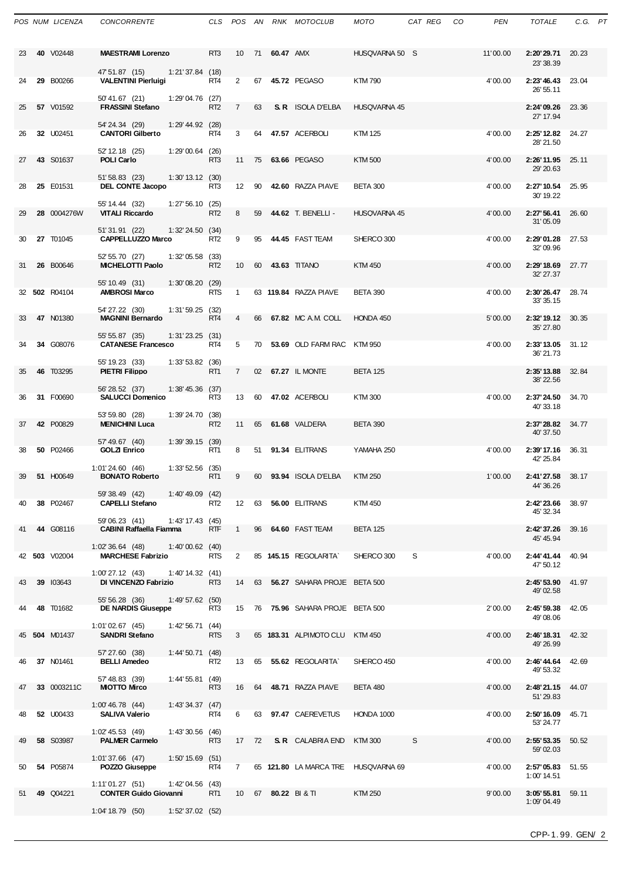| POS | NUM | LICENZA | CONCORRENTE | CLS | POS | AN | RNK | MOTOCLUB | MOTO | CAT | REG | CO | PEN | TOTALE | C.G. | PT |
|---|---|---|---|---|---|---|---|---|---|---|---|---|---|---|---|---|
| 23 | **40** | V02448 | **MAESTRAMI Lorenzo** | RT3 | 10 | 71 | **60.47** | AMX | HUSQVARNA 50 | S | | | 11'00.00 | **2:20'29.71** 23'38.39 | 20.23 | |
| | | | 47'51.87 (15) 1:21'37.84 (18) | | | | | | | | | | | | | |
| 24 | **29** | B00266 | **VALENTINI Pierluigi** | RT4 | 2 | 67 | **45.72** | PEGASO | KTM 790 | | | | 4'00.00 | **2:23'46.43** 26'55.11 | 23.04 | |
| | | | 50'41.67 (21) 1:29'04.76 (27) | | | | | | | | | | | | | |
| 25 | **57** | V01592 | **FRASSINI Stefano** | RT2 | 7 | 63 | **S. R** | ISOLA D'ELBA | HUSQVARNA 45 | | | | | **2:24'09.26** 27'17.94 | 23.36 | |
| | | | 54'24.34 (29) 1:29'44.92 (28) | | | | | | | | | | | | | |
| 26 | **32** | U02451 | **CANTORI Gilberto** | RT4 | 3 | 64 | **47.57** | ACERBOLI | KTM 125 | | | | 4'00.00 | **2:25'12.82** 28'21.50 | 24.27 | |
| | | | 52'12.18 (25) 1:29'00.64 (26) | | | | | | | | | | | | | |
| 27 | **43** | S01637 | **POLI Carlo** | RT3 | 11 | 75 | **63.66** | PEGASO | KTM 500 | | | | 4'00.00 | **2:26'11.95** 29'20.63 | 25.11 | |
| | | | 51'58.83 (23) 1:30'13.12 (30) | | | | | | | | | | | | | |
| 28 | **25** | E01531 | **DEL CONTE Jacopo** | RT3 | 12 | 90 | **42.60** | RAZZA PIAVE | BETA 300 | | | | 4'00.00 | **2:27'10.54** 30'19.22 | 25.95 | |
| | | | 55'14.44 (32) 1:27'56.10 (25) | | | | | | | | | | | | | |
| 29 | **28** | 0004276W | **VITALI Riccardo** | RT2 | 8 | 59 | **44.62** | T. BENELLI - | HUSQVARNA 45 | | | | 4'00.00 | **2:27'56.41** 31'05.09 | 26.60 | |
| | | | 51'31.91 (22) 1:32'24.50 (34) | | | | | | | | | | | | | |
| 30 | **27** | T01045 | **CAPPELLUZZO Marco** | RT2 | 9 | 95 | **44.45** | FAST TEAM | SHERCO 300 | | | | 4'00.00 | **2:29'01.28** 32'09.96 | 27.53 | |
| | | | 52'55.70 (27) 1:32'05.58 (33) | | | | | | | | | | | | | |
| 31 | **26** | B00646 | **MICHELOTTI Paolo** | RT2 | 10 | 60 | **43.63** | TITANO | KTM 450 | | | | 4'00.00 | **2:29'18.69** 32'27.37 | 27.77 | |
| | | | 55'10.49 (31) 1:30'08.20 (29) | | | | | | | | | | | | | |
| 32 | **502** | R04104 | **AMBROSI Marco** | RTS | 1 | 63 | **119.84** | RAZZA PIAVE | BETA 390 | | | | 4'00.00 | **2:30'26.47** 33'35.15 | 28.74 | |
| | | | 54'27.22 (30) 1:31'59.25 (32) | | | | | | | | | | | | | |
| 33 | **47** | N01380 | **MAGNINI Bernardo** | RT4 | 4 | 66 | **67.82** | MC A.M. COLL | HONDA 450 | | | | 5'00.00 | **2:32'19.12** 35'27.80 | 30.35 | |
| | | | 55'55.87 (35) 1:31'23.25 (31) | | | | | | | | | | | | | |
| 34 | **34** | G08076 | **CATANESE Francesco** | RT4 | 5 | 70 | **53.69** | OLD FARM RAC | KTM 950 | | | | 4'00.00 | **2:33'13.05** 36'21.73 | 31.12 | |
| | | | 55'19.23 (33) 1:33'53.82 (36) | | | | | | | | | | | | | |
| 35 | **46** | T03295 | **PIETRI Filippo** | RT1 | 7 | 02 | **67.27** | IL MONTE | BETA 125 | | | | | **2:35'13.88** 38'22.56 | 32.84 | |
| | | | 56'28.52 (37) 1:38'45.36 (37) | | | | | | | | | | | | | |
| 36 | **31** | F00690 | **SALUCCI Domenico** | RT3 | 13 | 60 | **47.02** | ACERBOLI | KTM 300 | | | | 4'00.00 | **2:37'24.50** 40'33.18 | 34.70 | |
| | | | 53'59.80 (28) 1:39'24.70 (38) | | | | | | | | | | | | | |
| 37 | **42** | P00829 | **MENICHINI Luca** | RT2 | 11 | 65 | **61.68** | VALDERA | BETA 390 | | | | | **2:37'28.82** 40'37.50 | 34.77 | |
| | | | 57'49.67 (40) 1:39'39.15 (39) | | | | | | | | | | | | | |
| 38 | **50** | P02466 | **GOLZI Enrico** | RT1 | 8 | 51 | **91.34** | ELITRANS | YAMAHA 250 | | | | 4'00.00 | **2:39'17.16** 42'25.84 | 36.31 | |
| | | | 1:01'24.60 (46) 1:33'52.56 (35) | | | | | | | | | | | | | |
| 39 | **51** | H00649 | **BONATO Roberto** | RT1 | 9 | 60 | **93.94** | ISOLA D'ELBA | KTM 250 | | | | 1'00.00 | **2:41'27.58** 44'36.26 | 38.17 | |
| | | | 59'38.49 (42) 1:40'49.09 (42) | | | | | | | | | | | | | |
| 40 | **38** | P02467 | **CAPELLI Stefano** | RT2 | 12 | 63 | **56.00** | ELITRANS | KTM 450 | | | | | **2:42'23.66** 45'32.34 | 38.97 | |
| | | | 59'06.23 (41) 1:43'17.43 (45) | | | | | | | | | | | | | |
| 41 | **44** | G08116 | **CABINI Raffaella Fiamma** | RTF | 1 | 96 | **64.60** | FAST TEAM | BETA 125 | | | | | **2:42'37.26** 45'45.94 | 39.16 | |
| | | | 1:02'36.64 (48) 1:40'00.62 (40) | | | | | | | | | | | | | |
| 42 | **503** | V02004 | **MARCHESE Fabrizio** | RTS | 2 | 85 | **145.15** | REGOLARITA` | SHERCO 300 | S | | | 4'00.00 | **2:44'41.44** 47'50.12 | 40.94 | |
| | | | 1:00'27.12 (43) 1:40'14.32 (41) | | | | | | | | | | | | | |
| 43 | **39** | I03643 | **DI VINCENZO Fabrizio** | RT3 | 14 | 63 | **56.27** | SAHARA PROJE | BETA 500 | | | | | **2:45'53.90** 49'02.58 | 41.97 | |
| | | | 55'56.28 (36) 1:49'57.62 (50) | | | | | | | | | | | | | |
| 44 | **48** | T01682 | **DE NARDIS Giuseppe** | RT3 | 15 | 76 | **75.96** | SAHARA PROJE | BETA 500 | | | | 2'00.00 | **2:45'59.38** 49'08.06 | 42.05 | |
| | | | 1:01'02.67 (45) 1:42'56.71 (44) | | | | | | | | | | | | | |
| 45 | **504** | M01437 | **SANDRI Stefano** | RTS | 3 | 65 | **183.31** | ALPIMOTO CLU | KTM 450 | | | | 4'00.00 | **2:46'18.31** 49'26.99 | 42.32 | |
| | | | 57'27.60 (38) 1:44'50.71 (48) | | | | | | | | | | | | | |
| 46 | **37** | N01461 | **BELLI Amedeo** | RT2 | 13 | 65 | **55.62** | REGOLARITA` | SHERCO 450 | | | | 4'00.00 | **2:46'44.64** 49'53.32 | 42.69 | |
| | | | 57'48.83 (39) 1:44'55.81 (49) | | | | | | | | | | | | | |
| 47 | **33** | 0003211C | **MIOTTO Mirco** | RT3 | 16 | 64 | **48.71** | RAZZA PIAVE | BETA 480 | | | | 4'00.00 | **2:48'21.15** 51'29.83 | 44.07 | |
| | | | 1:00'46.78 (44) 1:43'34.37 (47) | | | | | | | | | | | | | |
| 48 | **52** | U00433 | **SALIVA Valerio** | RT4 | 6 | 63 | **97.47** | CAEREVETUS | HONDA 1000 | | | | 4'00.00 | **2:50'16.09** 53'24.77 | 45.71 | |
| | | | 1:02'45.53 (49) 1:43'30.56 (46) | | | | | | | | | | | | | |
| 49 | **58** | S03987 | **PALMER Carmelo** | RT3 | 17 | 72 | **S. R** | CALABRIA END | KTM 300 | S | | | 4'00.00 | **2:55'53.35** 59'02.03 | 50.52 | |
| | | | 1:01'37.66 (47) 1:50'15.69 (51) | | | | | | | | | | | | | |
| 50 | **54** | P05874 | **POZZO Giuseppe** | RT4 | 7 | 65 | **121.80** | LA MARCA TRE | HUSQVARNA 69 | | | | 4'00.00 | **2:57'05.83** 1:00'14.51 | 51.55 | |
| | | | 1:11'01.27 (51) 1:42'04.56 (43) | | | | | | | | | | | | | |
| 51 | **49** | Q04221 | **CONTER Guido Giovanni** | RT1 | 10 | 67 | **80.22** | BI & TI | KTM 250 | | | | 9'00.00 | **3:05'55.81** 1:09'04.49 | 59.11 | |
| | | | 1:04'18.79 (50) 1:52'37.02 (52) | | | | | | | | | | | | | |

CPP-1.99. GEN/ 2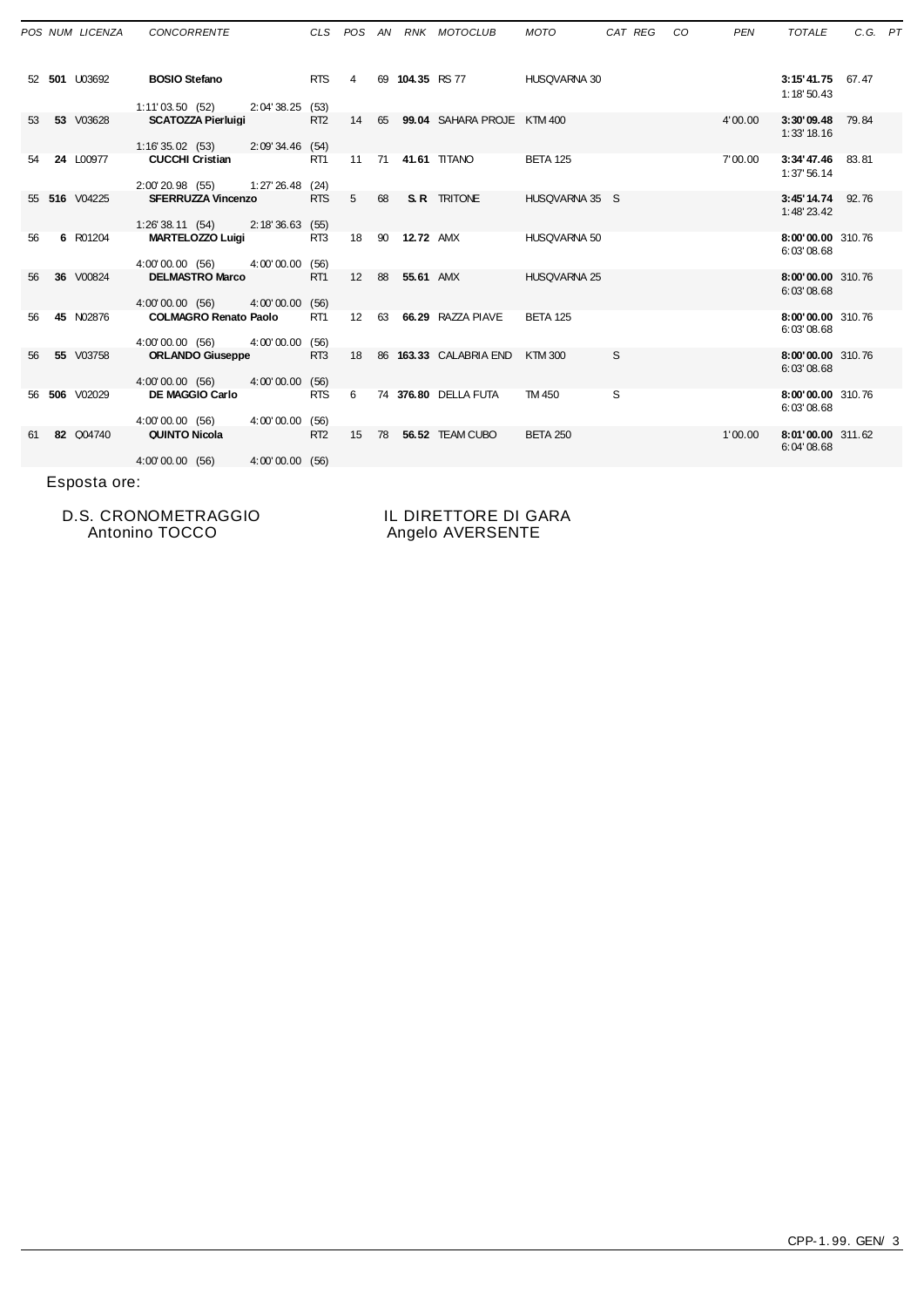| POS | NUM | LICENZA | CONCORRENTE | CLS | POS | AN | RNK | MOTOCLUB | MOTO | CAT | REG | CO | PEN | TOTALE | C.G. | PT |
|---|---|---|---|---|---|---|---|---|---|---|---|---|---|---|---|---|
| 52 | **501** | U03692 | **BOSIO Stefano** | RTS | 4 | 69 | **104.35** | RS 77 | HUSQVARNA 30 | | | | | **3:15'41.75** | 67.47 | |
| | | | 1:11'03.50 (52) 2:04'38.25 (53) | | | | | | | | | | | 1:18'50.43 | | |
| 53 | **53** | V03628 | **SCATOZZA Pierluigi** | RT2 | 14 | 65 | **99.04** | SAHARA PROJE | KTM 400 | | | | 4'00.00 | **3:30'09.48** | 79.84 | |
| | | | 1:16'35.02 (53) 2:09'34.46 (54) | | | | | | | | | | | 1:33'18.16 | | |
| 54 | **24** | L00977 | **CUCCHI Cristian** | RT1 | 11 | 71 | **41.61** | TITANO | BETA 125 | | | | 7'00.00 | **3:34'47.46** | 83.81 | |
| | | | 2:00'20.98 (55) 1:27'26.48 (24) | | | | | | | | | | | 1:37'56.14 | | |
| 55 | **516** | V04225 | **SFERRUZZA Vincenzo** | RTS | 5 | 68 | **S. R** | TRITONE | HUSQVARNA 35 | S | | | | **3:45'14.74** | 92.76 | |
| | | | 1:26'38.11 (54) 2:18'36.63 (55) | | | | | | | | | | | 1:48'23.42 | | |
| 56 | **6** | R01204 | **MARTELOZZO Luigi** | RT3 | 18 | 90 | **12.72** | AMX | HUSQVARNA 50 | | | | | **8:00'00.00** | 310.76 | |
| | | | 4:00'00.00 (56) 4:00'00.00 (56) | | | | | | | | | | | 6:03'08.68 | | |
| 56 | **36** | V00824 | **DELMASTRO Marco** | RT1 | 12 | 88 | **55.61** | AMX | HUSQVARNA 25 | | | | | **8:00'00.00** | 310.76 | |
| | | | 4:00'00.00 (56) 4:00'00.00 (56) | | | | | | | | | | | 6:03'08.68 | | |
| 56 | **45** | N02876 | **COLMAGRO Renato Paolo** | RT1 | 12 | 63 | **66.29** | RAZZA PIAVE | BETA 125 | | | | | **8:00'00.00** | 310.76 | |
| | | | 4:00'00.00 (56) 4:00'00.00 (56) | | | | | | | | | | | 6:03'08.68 | | |
| 56 | **55** | V03758 | **ORLANDO Giuseppe** | RT3 | 18 | 86 | **163.33** | CALABRIA END | KTM 300 | S | | | | **8:00'00.00** | 310.76 | |
| | | | 4:00'00.00 (56) 4:00'00.00 (56) | | | | | | | | | | | 6:03'08.68 | | |
| 56 | **506** | V02029 | **DE MAGGIO Carlo** | RTS | 6 | 74 | **376.80** | DELLA FUTA | TM 450 | S | | | | **8:00'00.00** | 310.76 | |
| | | | 4:00'00.00 (56) 4:00'00.00 (56) | | | | | | | | | | | 6:03'08.68 | | |
| 61 | **82** | O04740 | **QUINTO Nicola** | RT2 | 15 | 78 | **56.52** | TEAM CUBO | BETA 250 | | | | 1'00.00 | **8:01'00.00** | 311.62 | |
| | | | 4:00'00.00 (56) 4:00'00.00 (56) | | | | | | | | | | | 6:04'08.68 | | |

Esposta ore:

D.S. CRONOMETRAGGIO
Antonino TOCCO

IL DIRETTORE DI GARA
Angelo AVERSENTE

CPP-1.99. GEN/ 3